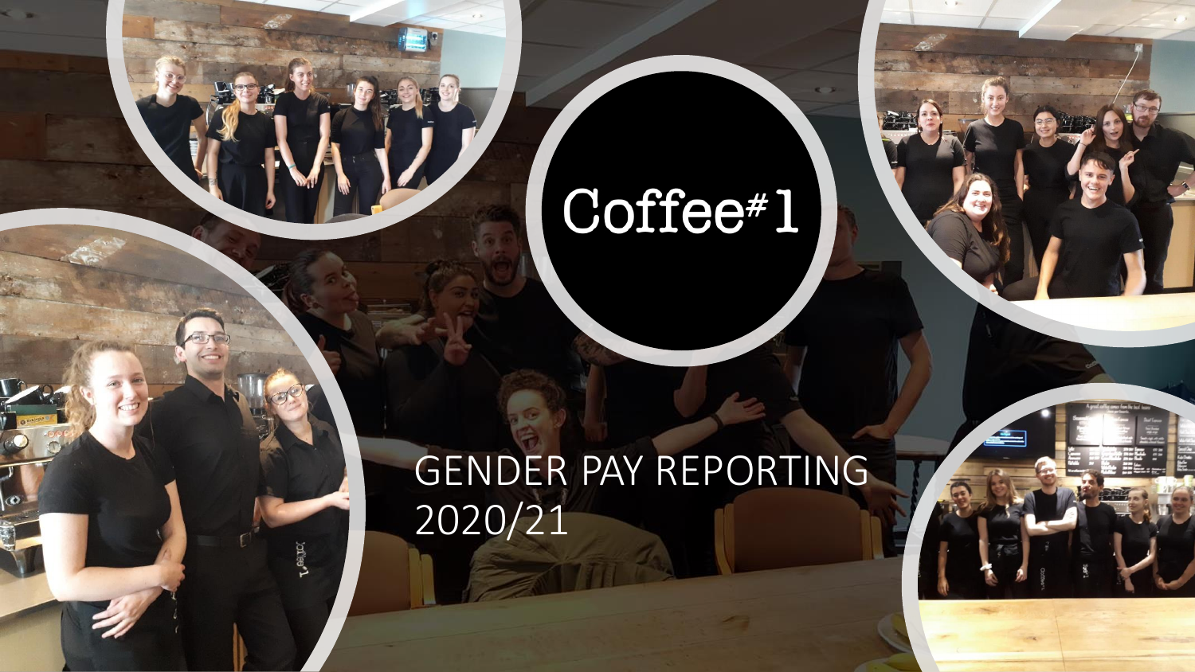Coffee#1

# GENDER PAY REPORTING 2020/21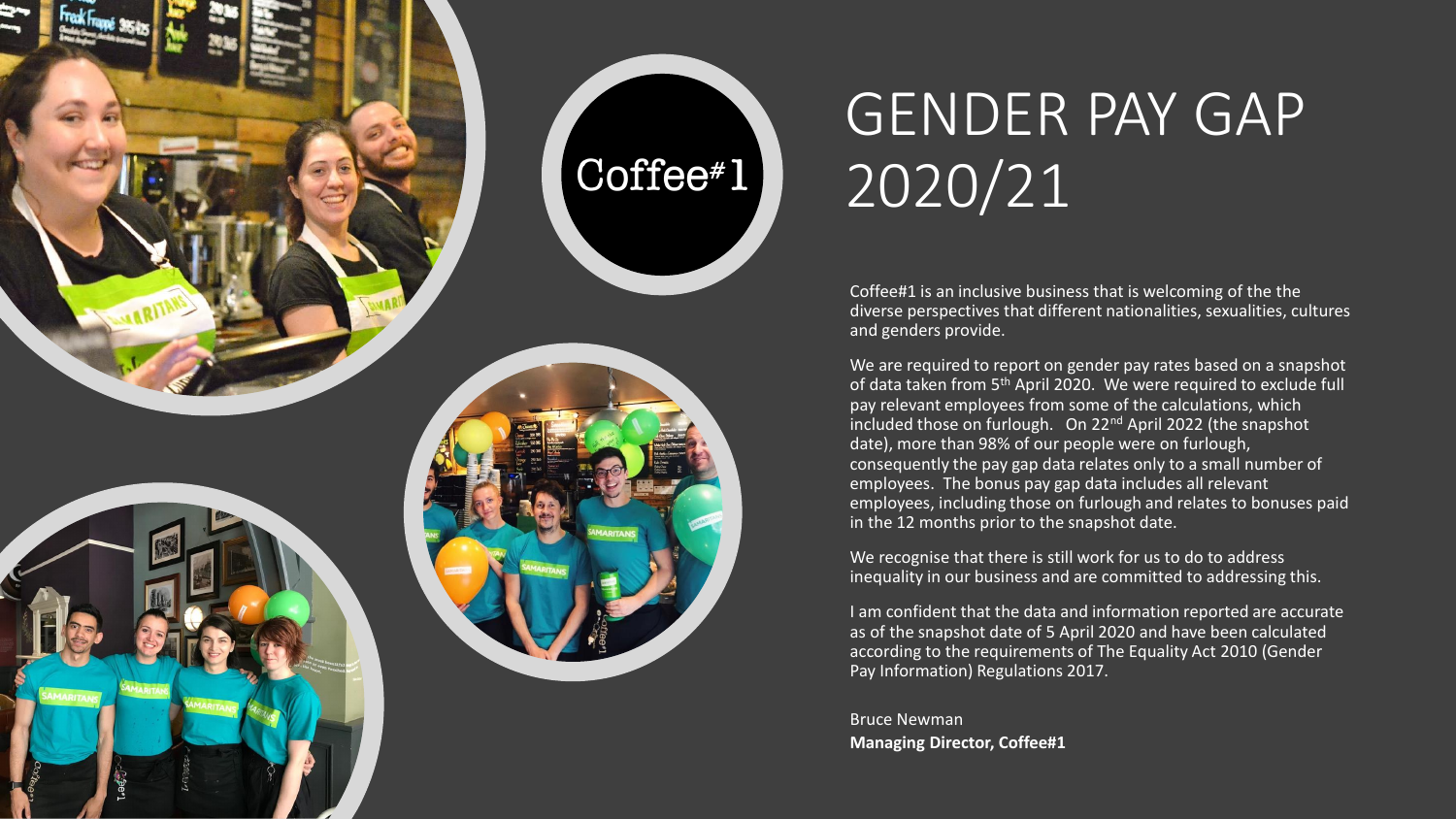Coffee#1

# GENDER PAY GAP 2020/21

Coffee#1 is an inclusive business that is welcoming of the the diverse perspectives that different nationalities, sexualities, cultures and genders provide.

We are required to report on gender pay rates based on a snapshot of data taken from 5th April 2020. We were required to exclude full pay relevant employees from some of the calculations, which included those on furlough. On 22nd April 2022 (the snapshot date), more than 98% of our people were on furlough, consequently the pay gap data relates only to a small number of employees. The bonus pay gap data includes all relevant employees, including those on furlough and relates to bonuses paid in the 12 months prior to the snapshot date.

We recognise that there is still work for us to do to address inequality in our business and are committed to addressing this.

I am confident that the data and information reported are accurate as of the snapshot date of 5 April 2020 and have been calculated according to the requirements of The Equality Act 2010 (Gender Pay Information) Regulations 2017.

Bruce Newman
**Managing Director, Coffee#1**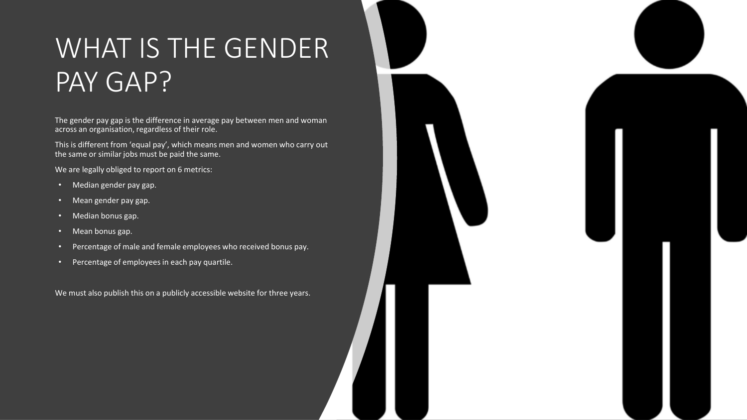# WHAT IS THE GENDER PAY GAP?

The gender pay gap is the difference in average pay between men and woman across an organisation, regardless of their role.

This is different from 'equal pay', which means men and women who carry out the same or similar jobs must be paid the same.

We are legally obliged to report on 6 metrics:

- Median gender pay gap.
- Mean gender pay gap.
- Median bonus gap.
- Mean bonus gap.
- Percentage of male and female employees who received bonus pay.
- Percentage of employees in each pay quartile.

We must also publish this on a publicly accessible website for three years.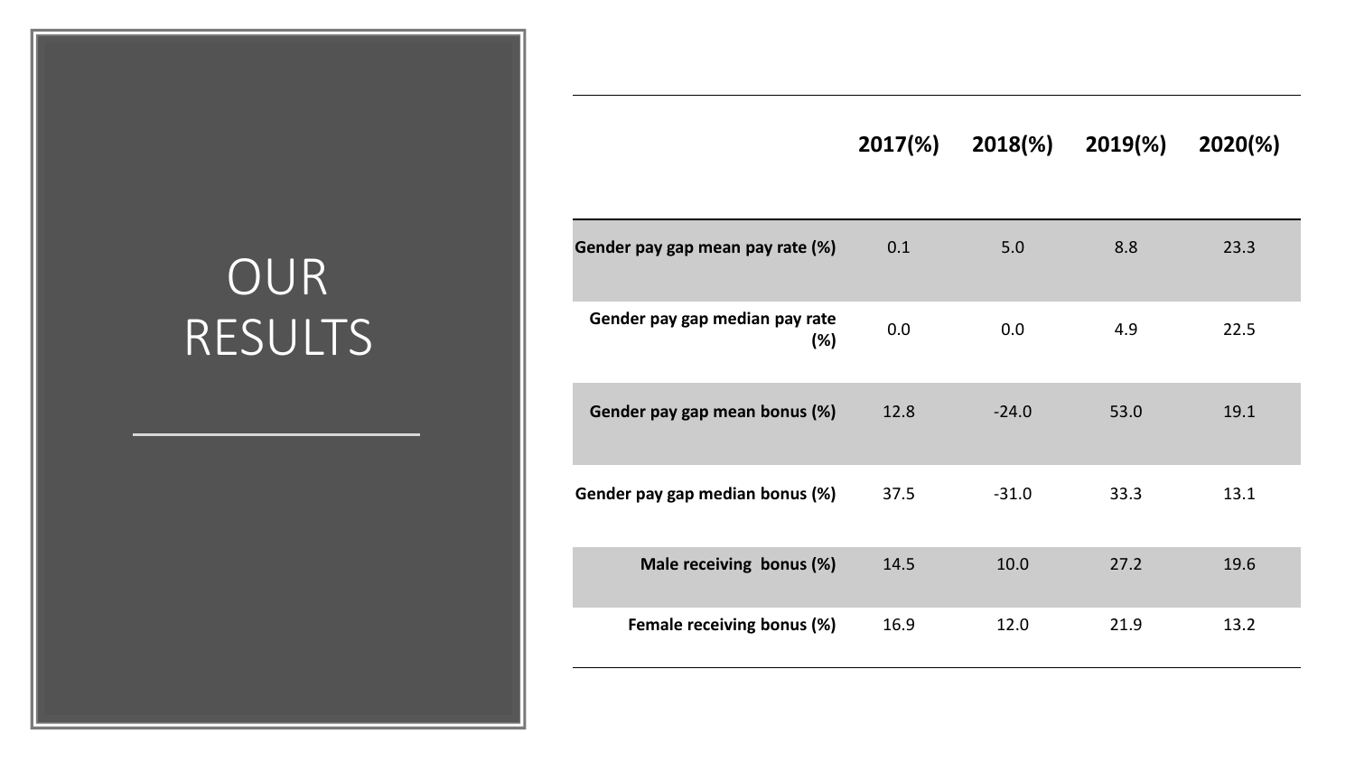# OUR RESULTS

| | 2017(%) | 2018(%) | 2019(%) | 2020(%) |
|---|---|---|---|---|
| **Gender pay gap mean pay rate (%)** | 0.1 | 5.0 | 8.8 | 23.3 |
| **Gender pay gap median pay rate (%)** | 0.0 | 0.0 | 4.9 | 22.5 |
| **Gender pay gap mean bonus (%)** | 12.8 | -24.0 | 53.0 | 19.1 |
| **Gender pay gap median bonus (%)** | 37.5 | -31.0 | 33.3 | 13.1 |
| **Male receiving bonus (%)** | 14.5 | 10.0 | 27.2 | 19.6 |
| **Female receiving bonus (%)** | 16.9 | 12.0 | 21.9 | 13.2 |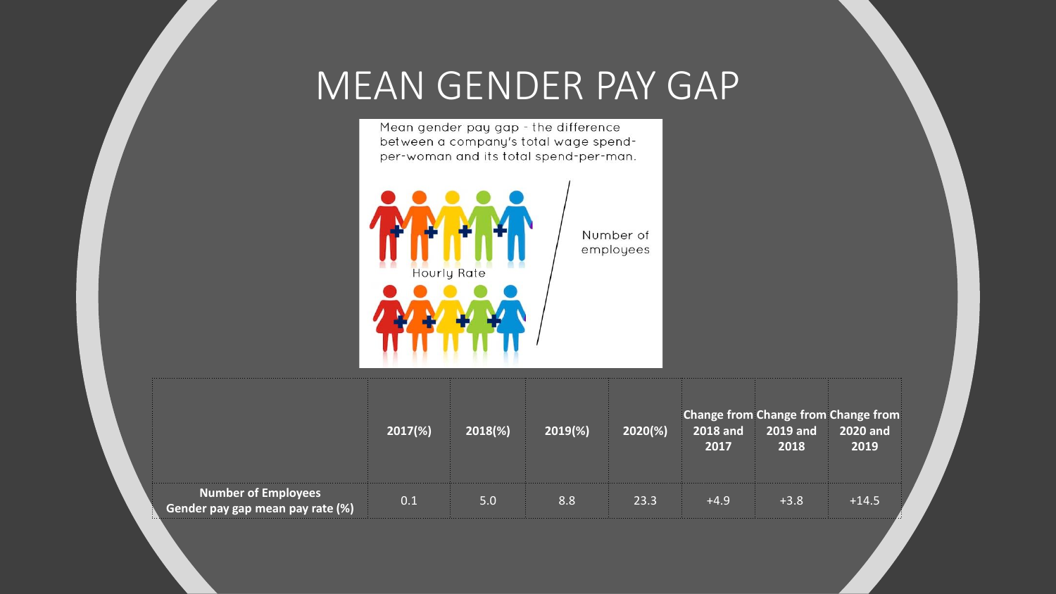# MEAN GENDER PAY GAP

Mean gender pay gap - the difference between a company's total wage spend-per-woman and its total spend-per-man.

Hourly Rate

Number of employees

| | 2017(%) | 2018(%) | 2019(%) | 2020(%) | Change from 2018 and 2017 | Change from 2019 and 2018 | Change from 2020 and 2019 |
|---|---|---|---|---|---|---|---|
| **Number of Employees Gender pay gap mean pay rate (%)** | 0.1 | 5.0 | 8.8 | 23.3 | +4.9 | +3.8 | +14.5 |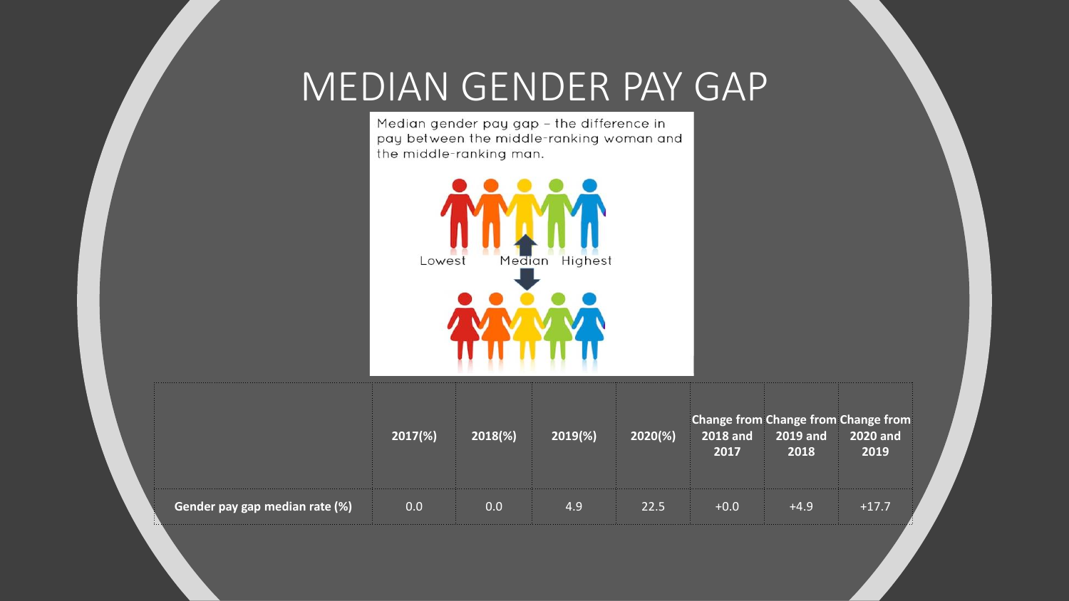# MEDIAN GENDER PAY GAP

Median gender pay gap – the difference in pay between the middle-ranking woman and the middle-ranking man.

Lowest Median Highest

| | 2017(%) | 2018(%) | 2019(%) | 2020(%) | Change from 2018 and 2017 | Change from 2019 and 2018 | Change from 2020 and 2019 |
|---|---|---|---|---|---|---|---|
| **Gender pay gap median rate (%)** | 0.0 | 0.0 | 4.9 | 22.5 | +0.0 | +4.9 | +17.7 |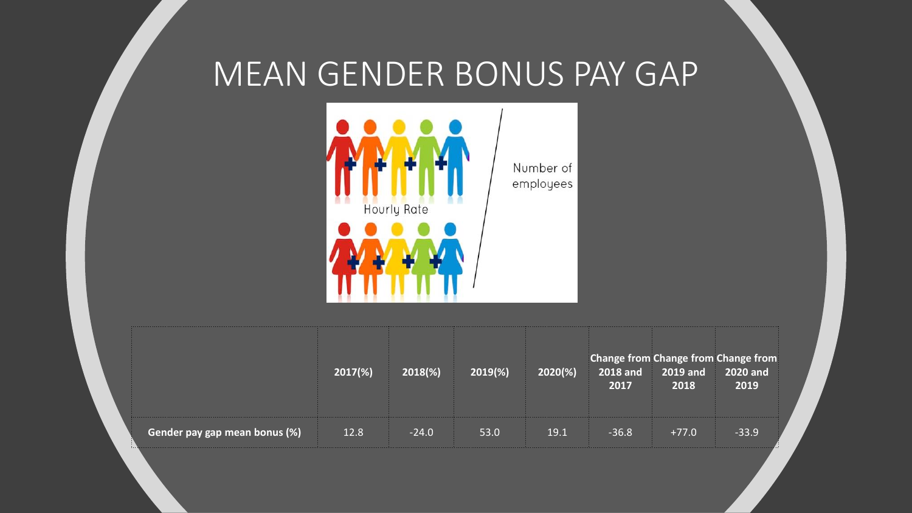# MEAN GENDER BONUS PAY GAP

Hourly Rate

Number of employees

| | 2017(%) | 2018(%) | 2019(%) | 2020(%) | Change from 2018 and 2017 | Change from 2019 and 2018 | Change from 2020 and 2019 |
|---|---|---|---|---|---|---|---|
| **Gender pay gap mean bonus (%)** | 12.8 | -24.0 | 53.0 | 19.1 | -36.8 | +77.0 | -33.9 |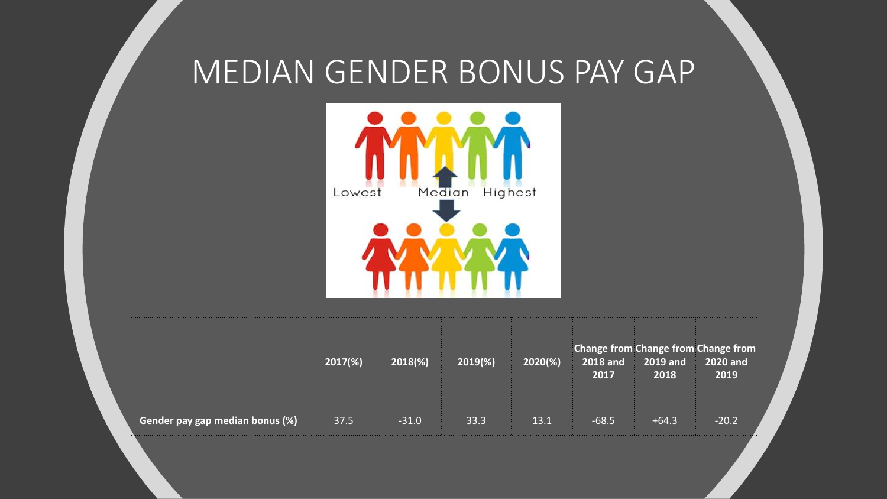# MEDIAN GENDER BONUS PAY GAP

| | 2017(%) | 2018(%) | 2019(%) | 2020(%) | Change from 2018 and 2017 | Change from 2019 and 2018 | Change from 2020 and 2019 |
|---|---|---|---|---|---|---|---|
| **Gender pay gap median bonus (%)** | 37.5 | -31.0 | 33.3 | 13.1 | -68.5 | +64.3 | -20.2 |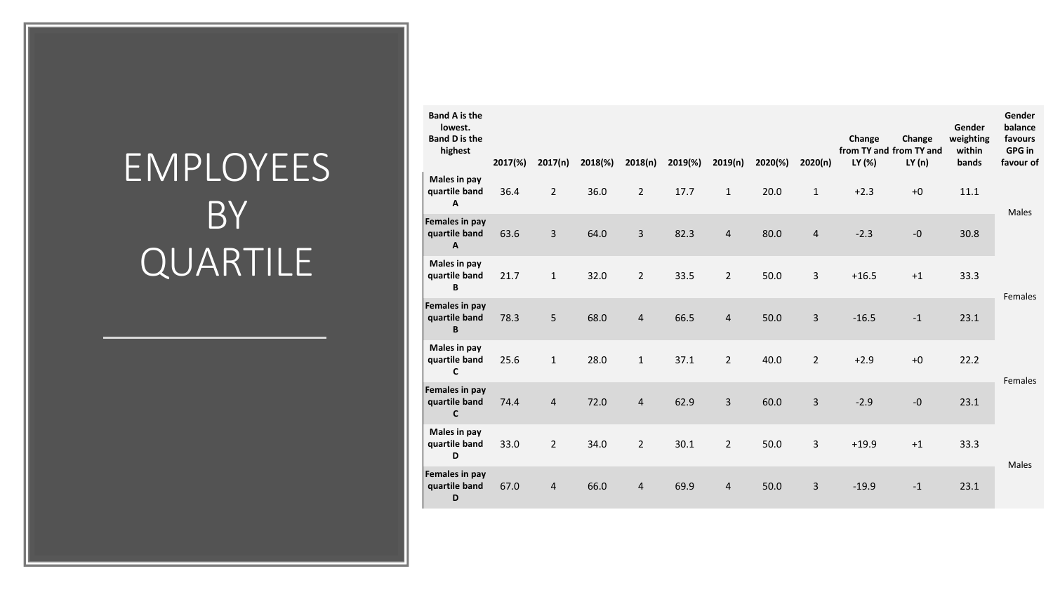# EMPLOYEES BY QUARTILE

| Band A is the lowest. Band D is the highest | 2017(%) | 2017(n) | 2018(%) | 2018(n) | 2019(%) | 2019(n) | 2020(%) | 2020(n) | Change from TY and LY (%) | Change from TY and LY (n) | Gender weighting within bands | Gender balance favours GPG in favour of |
|---|---|---|---|---|---|---|---|---|---|---|---|---|
| Males in pay quartile band A | 36.4 | 2 | 36.0 | 2 | 17.7 | 1 | 20.0 | 1 | +2.3 | +0 | 11.1 | Males |
| Females in pay quartile band A | 63.6 | 3 | 64.0 | 3 | 82.3 | 4 | 80.0 | 4 | -2.3 | -0 | 30.8 | |
| Males in pay quartile band B | 21.7 | 1 | 32.0 | 2 | 33.5 | 2 | 50.0 | 3 | +16.5 | +1 | 33.3 | Females |
| Females in pay quartile band B | 78.3 | 5 | 68.0 | 4 | 66.5 | 4 | 50.0 | 3 | -16.5 | -1 | 23.1 | |
| Males in pay quartile band C | 25.6 | 1 | 28.0 | 1 | 37.1 | 2 | 40.0 | 2 | +2.9 | +0 | 22.2 | Females |
| Females in pay quartile band C | 74.4 | 4 | 72.0 | 4 | 62.9 | 3 | 60.0 | 3 | -2.9 | -0 | 23.1 | |
| Males in pay quartile band D | 33.0 | 2 | 34.0 | 2 | 30.1 | 2 | 50.0 | 3 | +19.9 | +1 | 33.3 | Males |
| Females in pay quartile band D | 67.0 | 4 | 66.0 | 4 | 69.9 | 4 | 50.0 | 3 | -19.9 | -1 | 23.1 | |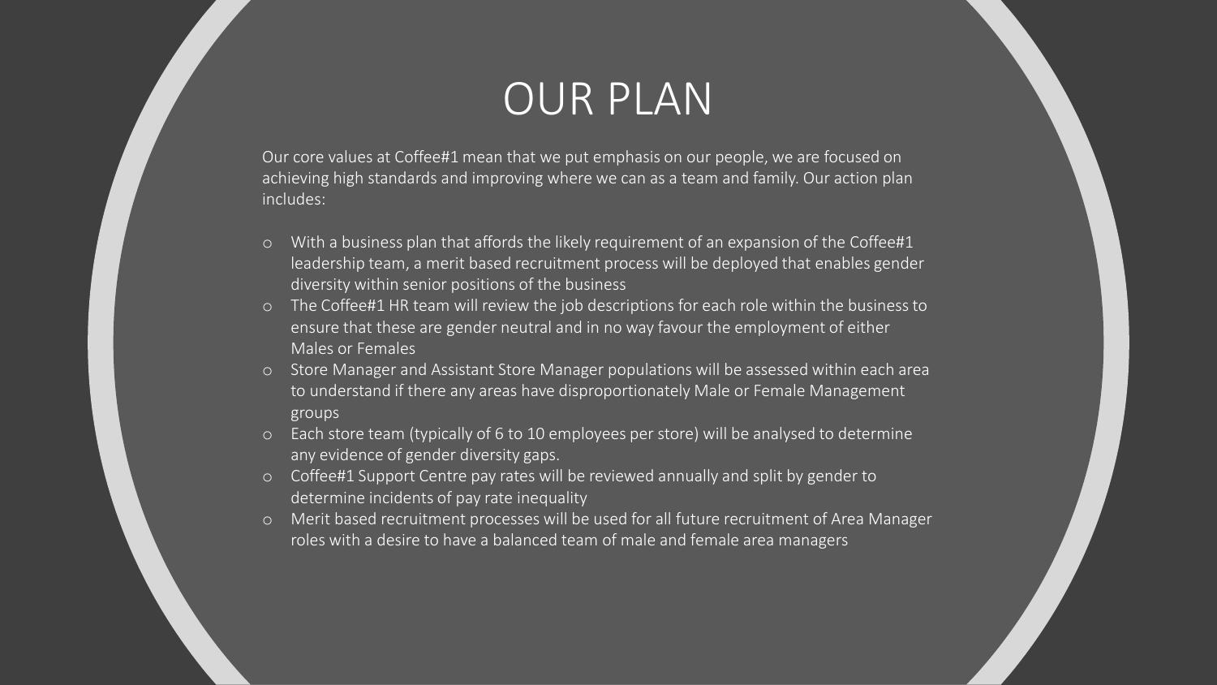# OUR PLAN

Our core values at Coffee#1 mean that we put emphasis on our people, we are focused on achieving high standards and improving where we can as a team and family. Our action plan includes:

- With a business plan that affords the likely requirement of an expansion of the Coffee#1 leadership team, a merit based recruitment process will be deployed that enables gender diversity within senior positions of the business
- The Coffee#1 HR team will review the job descriptions for each role within the business to ensure that these are gender neutral and in no way favour the employment of either Males or Females
- Store Manager and Assistant Store Manager populations will be assessed within each area to understand if there any areas have disproportionately Male or Female Management groups
- Each store team (typically of 6 to 10 employees per store) will be analysed to determine any evidence of gender diversity gaps.
- Coffee#1 Support Centre pay rates will be reviewed annually and split by gender to determine incidents of pay rate inequality
- Merit based recruitment processes will be used for all future recruitment of Area Manager roles with a desire to have a balanced team of male and female area managers